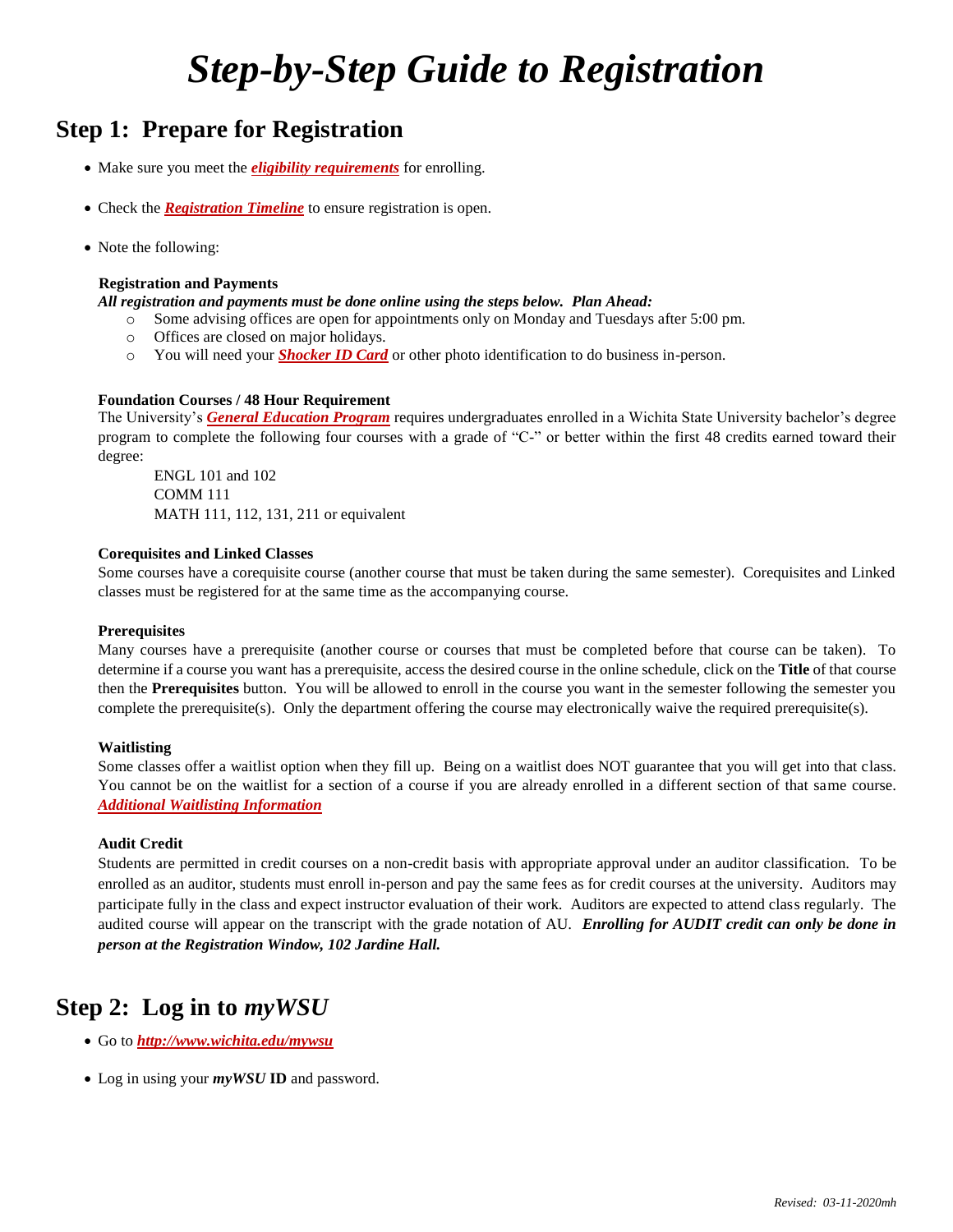# *Step-by-Step Guide to Registration*

## Step 1: Prepare for Registration

- Make sure you meet the ***eligibility requirements*** for enrolling.
- Check the ***Registration Timeline*** to ensure registration is open.
- Note the following:

**Registration and Payments**

***All registration and payments must be done online using the steps below. Plan Ahead:***

- Some advising offices are open for appointments only on Monday and Tuesdays after 5:00 pm.
- Offices are closed on major holidays.
- You will need your ***Shocker ID Card*** or other photo identification to do business in-person.

**Foundation Courses / 48 Hour Requirement**

The University's ***General Education Program*** requires undergraduates enrolled in a Wichita State University bachelor's degree program to complete the following four courses with a grade of "C-" or better within the first 48 credits earned toward their degree:

ENGL 101 and 102
COMM 111
MATH 111, 112, 131, 211 or equivalent

**Corequisites and Linked Classes**

Some courses have a corequisite course (another course that must be taken during the same semester). Corequisites and Linked classes must be registered for at the same time as the accompanying course.

**Prerequisites**

Many courses have a prerequisite (another course or courses that must be completed before that course can be taken). To determine if a course you want has a prerequisite, access the desired course in the online schedule, click on the **Title** of that course then the **Prerequisites** button. You will be allowed to enroll in the course you want in the semester following the semester you complete the prerequisite(s). Only the department offering the course may electronically waive the required prerequisite(s).

**Waitlisting**

Some classes offer a waitlist option when they fill up. Being on a waitlist does NOT guarantee that you will get into that class. You cannot be on the waitlist for a section of a course if you are already enrolled in a different section of that same course. ***Additional Waitlisting Information***

**Audit Credit**

Students are permitted in credit courses on a non-credit basis with appropriate approval under an auditor classification. To be enrolled as an auditor, students must enroll in-person and pay the same fees as for credit courses at the university. Auditors may participate fully in the class and expect instructor evaluation of their work. Auditors are expected to attend class regularly. The audited course will appear on the transcript with the grade notation of AU. ***Enrolling for AUDIT credit can only be done in person at the Registration Window, 102 Jardine Hall.***

## Step 2: Log in to *myWSU*

- Go to ***http://www.wichita.edu/mywsu***
- Log in using your ***myWSU*** **ID** and password.

*Revised: 03-11-2020mh*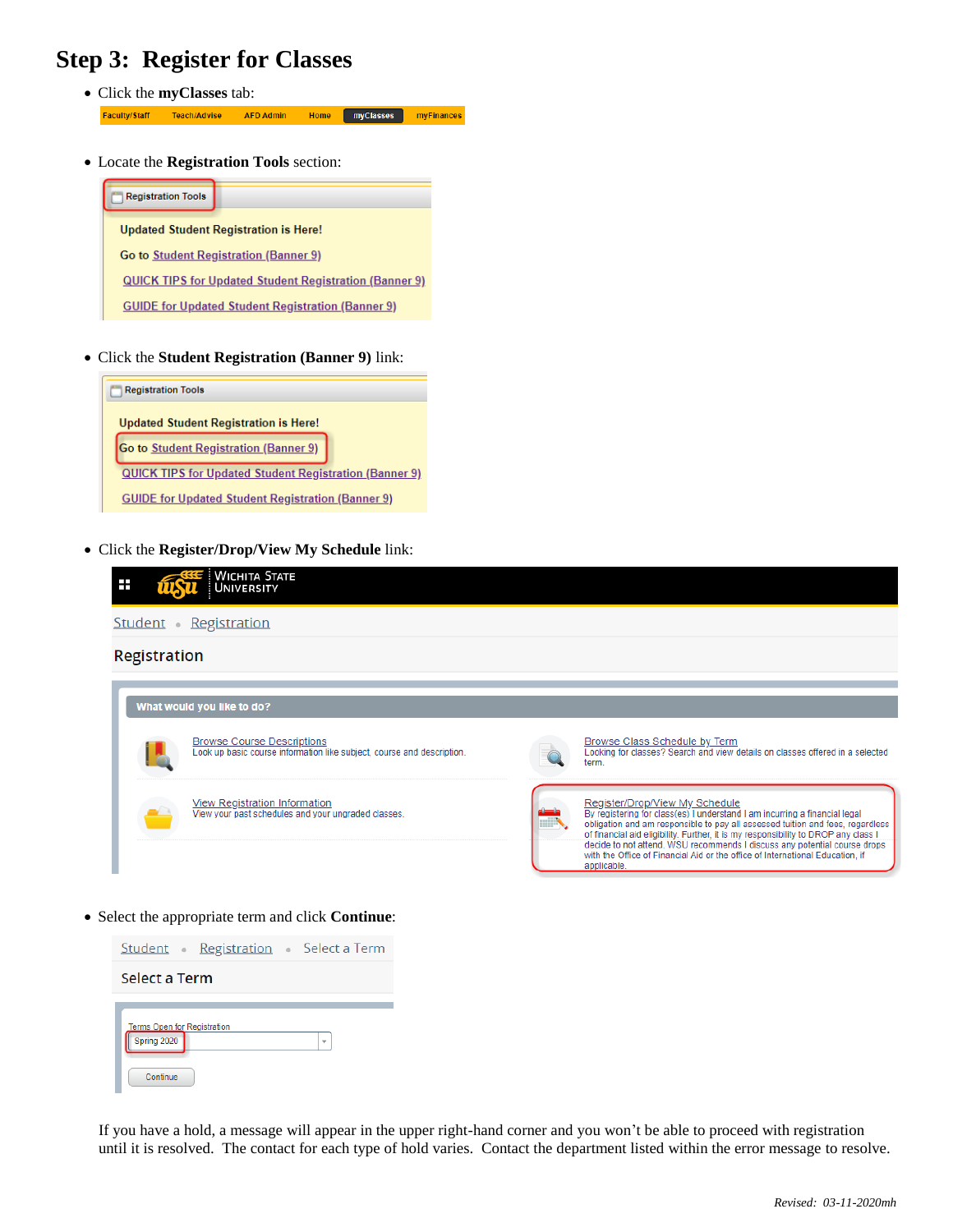# Step 3: Register for Classes

- Click the **myClasses** tab:

Faculty/Staff | Teach/Advise | AFD Admin | Home | myClasses | myFinances

- Locate the **Registration Tools** section:

Registration Tools

Updated Student Registration is Here!

Go to Student Registration (Banner 9)

QUICK TIPS for Updated Student Registration (Banner 9)

GUIDE for Updated Student Registration (Banner 9)

- Click the **Student Registration (Banner 9)** link:

Registration Tools

Updated Student Registration is Here!

Go to Student Registration (Banner 9)

QUICK TIPS for Updated Student Registration (Banner 9)

GUIDE for Updated Student Registration (Banner 9)

- Click the **Register/Drop/View My Schedule** link:

Wichita State University

Student • Registration

Registration

What would you like to do?

Browse Course Descriptions
Look up basic course information like subject, course and description.

Browse Class Schedule by Term
Looking for classes? Search and view details on classes offered in a selected term.

View Registration Information
View your past schedules and your ungraded classes.

Register/Drop/View My Schedule
By registering for class(es) I understand I am incurring a financial legal obligation and am responsible to pay all assessed tuition and fees, regardless of financial aid eligibility. Further, it is my responsibility to DROP any class I decide to not attend. WSU recommends I discuss any potential course drops with the Office of Financial Aid or the office of International Education, if applicable.

- Select the appropriate term and click **Continue**:

Student • Registration • Select a Term

Select a Term

Terms Open for Registration

Spring 2020

Continue

If you have a hold, a message will appear in the upper right-hand corner and you won't be able to proceed with registration until it is resolved. The contact for each type of hold varies. Contact the department listed within the error message to resolve.

*Revised: 03-11-2020mh*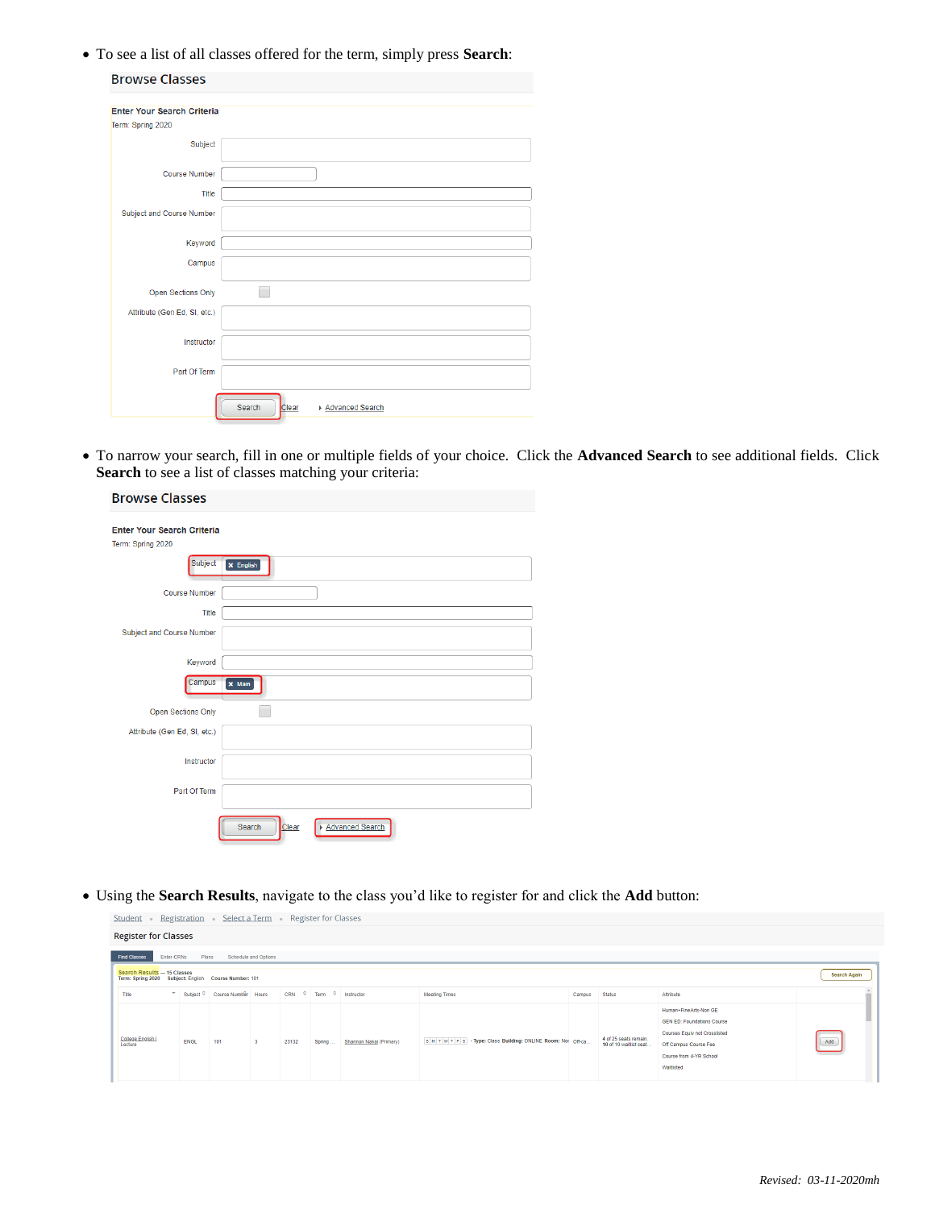- To see a list of all classes offered for the term, simply press **Search**:

Browse Classes

Enter Your Search Criteria
Term: Spring 2020

Subject
Course Number
Title
Subject and Course Number
Keyword
Campus
Open Sections Only
Attribute (Gen Ed, SI, etc.)
Instructor
Part Of Term

Search | Clear | Advanced Search

- To narrow your search, fill in one or multiple fields of your choice. Click the **Advanced Search** to see additional fields. Click **Search** to see a list of classes matching your criteria:

Browse Classes

Enter Your Search Criteria
Term: Spring 2020

Subject: English
Course Number
Title
Subject and Course Number
Keyword
Campus: Main
Open Sections Only
Attribute (Gen Ed, SI, etc.)
Instructor
Part Of Term

Search | Clear | Advanced Search

- Using the **Search Results**, navigate to the class you'd like to register for and click the **Add** button:

Student • Registration • Select a Term • Register for Classes

Register for Classes

Find Classes | Enter CRNs | Plans | Schedule and Options

Search Results — 15 Classes
Term: Spring 2020 Subject: English Course Number: 101

Search Again

| Title | Subject | Course Number | Hours | CRN | Term | Instructor | Meeting Times | Campus | Status | Attribute | |
|---|---|---|---|---|---|---|---|---|---|---|---|
| College English I Lecture | ENGL | 101 | 3 | 23132 | Spring... | Shannon Nakai (Primary) | S M T W T F S - Type: Class Building: ONLINE Room: No | Off-ca... | 4 of 25 seats remain. 10 of 10 waitlist seat... | Human+FineArts-Non GE; GEN ED: Foundations Course; Courses Equiv not Crosslisted; Off Campus Course Fee; Course from 4-YR School; Waitlisted | Add |

*Revised: 03-11-2020mh*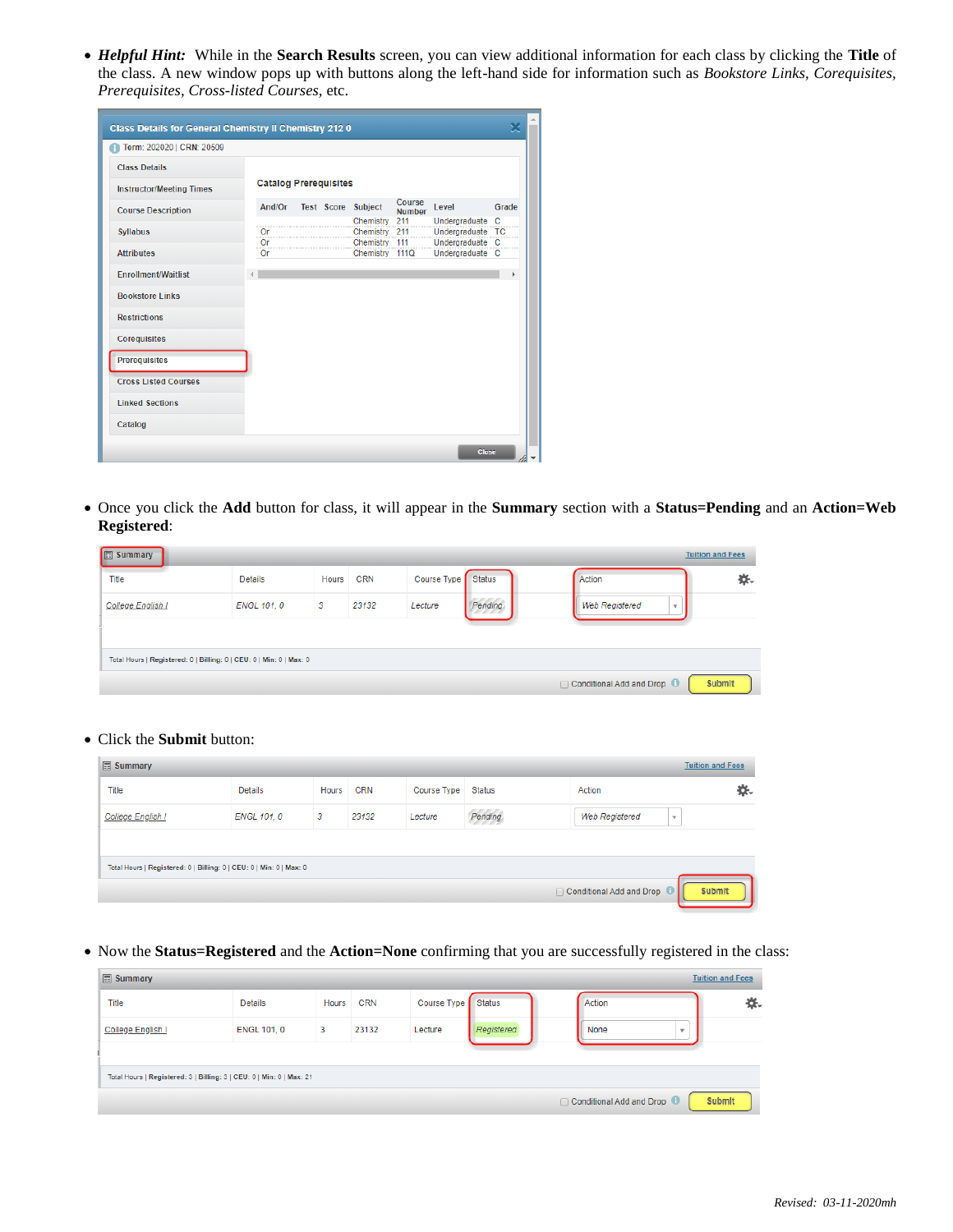- ***Helpful Hint:*** While in the **Search Results** screen, you can view additional information for each class by clicking the **Title** of the class. A new window pops up with buttons along the left-hand side for information such as *Bookstore Links, Corequisites, Prerequisites, Cross-listed Courses*, etc.

- Once you click the **Add** button for class, it will appear in the **Summary** section with a **Status=Pending** and an **Action=Web Registered**:

- Click the **Submit** button:

- Now the **Status=Registered** and the **Action=None** confirming that you are successfully registered in the class:

*Revised: 03-11-2020mh*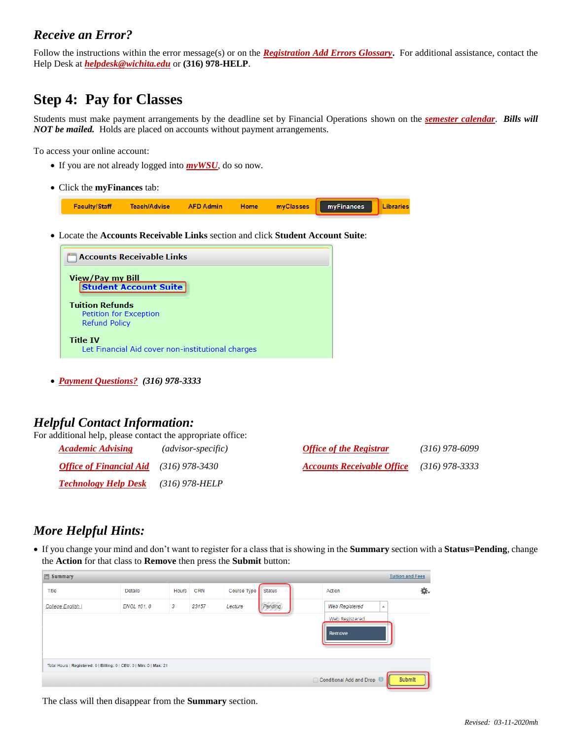## *Receive an Error?*

Follow the instructions within the error message(s) or on the ***Registration Add Errors Glossary***. For additional assistance, contact the Help Desk at ***helpdesk@wichita.edu*** or **(316) 978-HELP**.

## Step 4: Pay for Classes

Students must make payment arrangements by the deadline set by Financial Operations shown on the ***semester calendar***. ***Bills will NOT be mailed.*** Holds are placed on accounts without payment arrangements.

To access your online account:

- If you are not already logged into ***myWSU***, do so now.
- Click the **myFinances** tab:
- Locate the **Accounts Receivable Links** section and click **Student Account Suite**:
- ***Payment Questions?*** ***(316) 978-3333***

## *Helpful Contact Information:*

For additional help, please contact the appropriate office:

| | | | |
|---|---|---|---|
| ***Academic Advising*** | *(advisor-specific)* | ***Office of the Registrar*** | *(316) 978-6099* |
| ***Office of Financial Aid*** | *(316) 978-3430* | ***Accounts Receivable Office*** | *(316) 978-3333* |
| ***Technology Help Desk*** | *(316) 978-HELP* | | |

## *More Helpful Hints:*

- If you change your mind and don't want to register for a class that is showing in the **Summary** section with a **Status=Pending**, change the **Action** for that class to **Remove** then press the **Submit** button:

  The class will then disappear from the **Summary** section.

*Revised: 03-11-2020mh*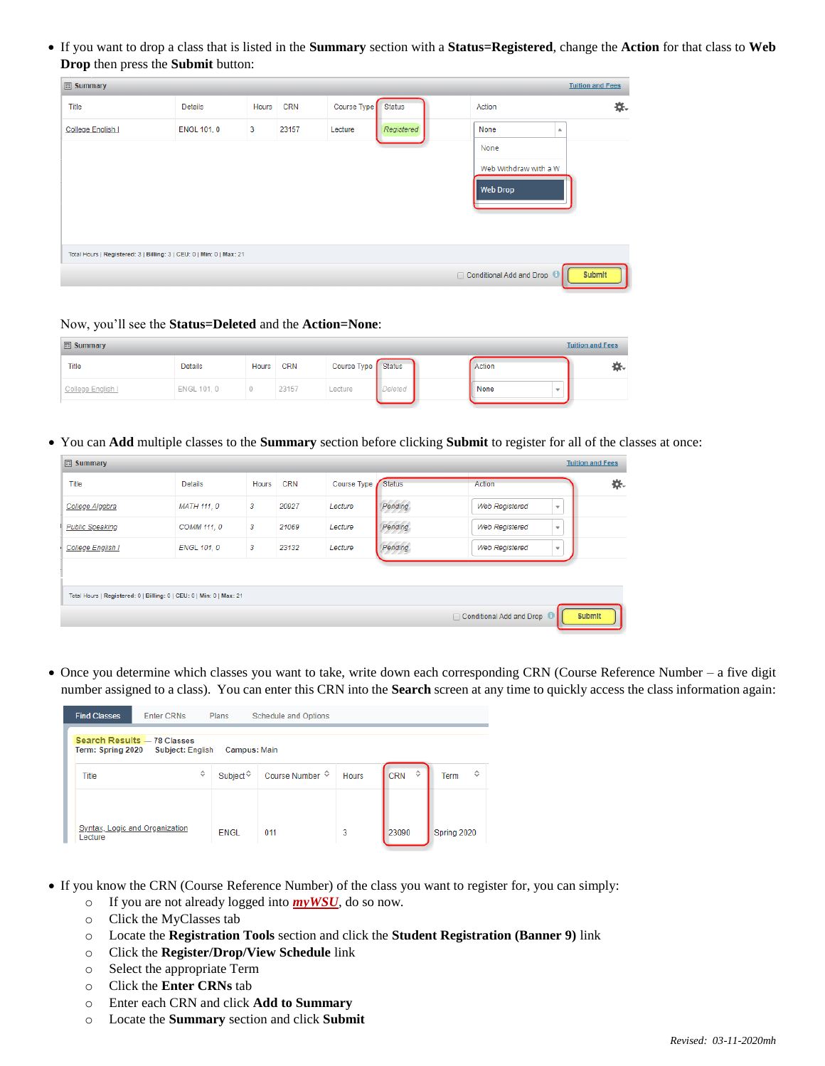- If you want to drop a class that is listed in the **Summary** section with a **Status=Registered**, change the **Action** for that class to **Web Drop** then press the **Submit** button:

| Title | Details | Hours | CRN | Course Type | Status | Action |
|---|---|---|---|---|---|---|
| College English I | ENGL 101, 0 | 3 | 23157 | Lecture | Registered | None (None / Web Withdraw with a W / Web Drop) |

Total Hours | Registered: 3 | Billing: 3 | CEU: 0 | Min: 0 | Max: 21

Conditional Add and Drop | Submit

Now, you'll see the **Status=Deleted** and the **Action=None**:

| Title | Details | Hours | CRN | Course Type | Status | Action |
|---|---|---|---|---|---|---|
| College English I | ENGL 101, 0 | 0 | 23157 | Lecture | Deleted | None |

- You can **Add** multiple classes to the **Summary** section before clicking **Submit** to register for all of the classes at once:

| Title | Details | Hours | CRN | Course Type | Status | Action |
|---|---|---|---|---|---|---|
| College Algebra | MATH 111, 0 | 3 | 20927 | Lecture | Pending | Web Registered |
| Public Speaking | COMM 111, 0 | 3 | 21069 | Lecture | Pending | Web Registered |
| College English I | ENGL 101, 0 | 3 | 23132 | Lecture | Pending | Web Registered |

Total Hours | Registered: 0 | Billing: 0 | CEU: 0 | Min: 0 | Max: 21

Conditional Add and Drop | Submit

- Once you determine which classes you want to take, write down each corresponding CRN (Course Reference Number – a five digit number assigned to a class). You can enter this CRN into the **Search** screen at any time to quickly access the class information again:

Find Classes | Enter CRNs | Plans | Schedule and Options

Search Results — 78 Classes
Term: Spring 2020 Subject: English Campus: Main

| Title | Subject | Course Number | Hours | CRN | Term |
|---|---|---|---|---|---|
| Syntax, Logic and Organization Lecture | ENGL | 011 | 3 | 23090 | Spring 2020 |

- If you know the CRN (Course Reference Number) of the class you want to register for, you can simply:
  - If you are not already logged into ***myWSU***, do so now.
  - Click the MyClasses tab
  - Locate the **Registration Tools** section and click the **Student Registration (Banner 9)** link
  - Click the **Register/Drop/View Schedule** link
  - Select the appropriate Term
  - Click the **Enter CRNs** tab
  - Enter each CRN and click **Add to Summary**
  - Locate the **Summary** section and click **Submit**

*Revised: 03-11-2020mh*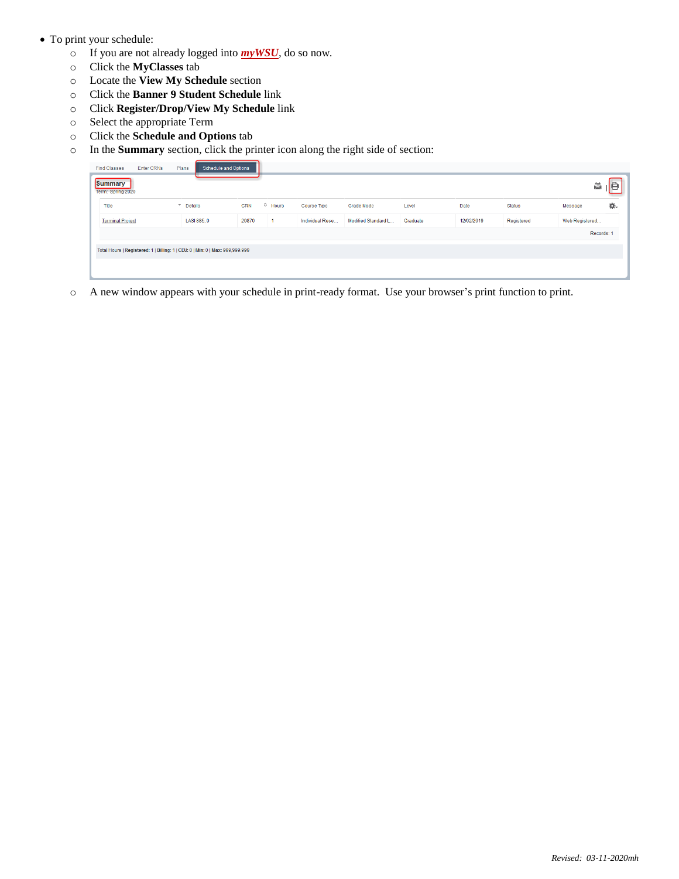- To print your schedule:
  - If you are not already logged into ***myWSU***, do so now.
  - Click the **MyClasses** tab
  - Locate the **View My Schedule** section
  - Click the **Banner 9 Student Schedule** link
  - Click **Register/Drop/View My Schedule** link
  - Select the appropriate Term
  - Click the **Schedule and Options** tab
  - In the **Summary** section, click the printer icon along the right side of section:

  - A new window appears with your schedule in print-ready format. Use your browser's print function to print.

*Revised: 03-11-2020mh*